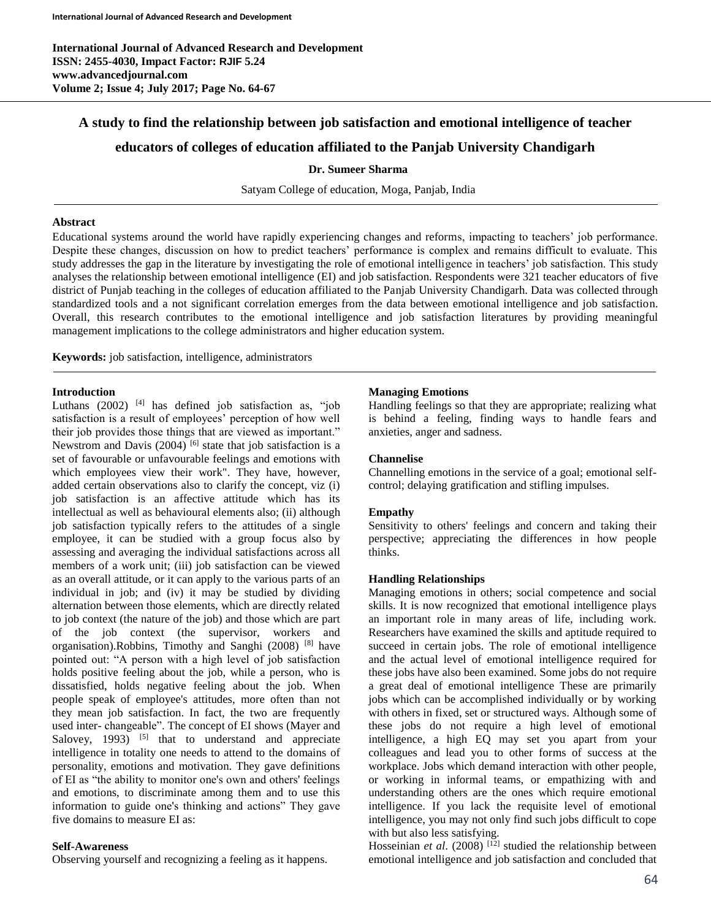# A study to find the relationship between job satisfaction and emotional intelligence of teacher educators of colleges of education affiliated to the Panjab University Chandigarh

**Dr. Sumeer Sharma**

Satyam College of education, Moga, Panjab, India

## Abstract

Educational systems around the world have rapidly experiencing changes and reforms, impacting to teachers' job performance. Despite these changes, discussion on how to predict teachers' performance is complex and remains difficult to evaluate. This study addresses the gap in the literature by investigating the role of emotional intelligence in teachers' job satisfaction. This study analyses the relationship between emotional intelligence (EI) and job satisfaction. Respondents were 321 teacher educators of five district of Punjab teaching in the colleges of education affiliated to the Panjab University Chandigarh. Data was collected through standardized tools and a not significant correlation emerges from the data between emotional intelligence and job satisfaction. Overall, this research contributes to the emotional intelligence and job satisfaction literatures by providing meaningful management implications to the college administrators and higher education system.

**Keywords:** job satisfaction, intelligence, administrators

## Introduction

Luthans (2002) [4] has defined job satisfaction as, "job satisfaction is a result of employees' perception of how well their job provides those things that are viewed as important." Newstrom and Davis (2004) [6] state that job satisfaction is a set of favourable or unfavourable feelings and emotions with which employees view their work". They have, however, added certain observations also to clarify the concept, viz (i) job satisfaction is an affective attitude which has its intellectual as well as behavioural elements also; (ii) although job satisfaction typically refers to the attitudes of a single employee, it can be studied with a group focus also by assessing and averaging the individual satisfactions across all members of a work unit; (iii) job satisfaction can be viewed as an overall attitude, or it can apply to the various parts of an individual in job; and (iv) it may be studied by dividing alternation between those elements, which are directly related to job context (the nature of the job) and those which are part of the job context (the supervisor, workers and organisation).Robbins, Timothy and Sanghi (2008) [8] have pointed out: "A person with a high level of job satisfaction holds positive feeling about the job, while a person, who is dissatisfied, holds negative feeling about the job. When people speak of employee's attitudes, more often than not they mean job satisfaction. In fact, the two are frequently used inter- changeable". The concept of EI shows (Mayer and Salovey, 1993) [5] that to understand and appreciate intelligence in totality one needs to attend to the domains of personality, emotions and motivation. They gave definitions of EI as "the ability to monitor one's own and others' feelings and emotions, to discriminate among them and to use this information to guide one's thinking and actions" They gave five domains to measure EI as:

### Self-Awareness

Observing yourself and recognizing a feeling as it happens.

### Managing Emotions

Handling feelings so that they are appropriate; realizing what is behind a feeling, finding ways to handle fears and anxieties, anger and sadness.

### Channelise

Channelling emotions in the service of a goal; emotional self-control; delaying gratification and stifling impulses.

### Empathy

Sensitivity to others' feelings and concern and taking their perspective; appreciating the differences in how people thinks.

### Handling Relationships

Managing emotions in others; social competence and social skills. It is now recognized that emotional intelligence plays an important role in many areas of life, including work. Researchers have examined the skills and aptitude required to succeed in certain jobs. The role of emotional intelligence and the actual level of emotional intelligence required for these jobs have also been examined. Some jobs do not require a great deal of emotional intelligence These are primarily jobs which can be accomplished individually or by working with others in fixed, set or structured ways. Although some of these jobs do not require a high level of emotional intelligence, a high EQ may set you apart from your colleagues and lead you to other forms of success at the workplace. Jobs which demand interaction with other people, or working in informal teams, or empathizing with and understanding others are the ones which require emotional intelligence. If you lack the requisite level of emotional intelligence, you may not only find such jobs difficult to cope with but also less satisfying.

Hosseinian *et al*. (2008) [12] studied the relationship between emotional intelligence and job satisfaction and concluded that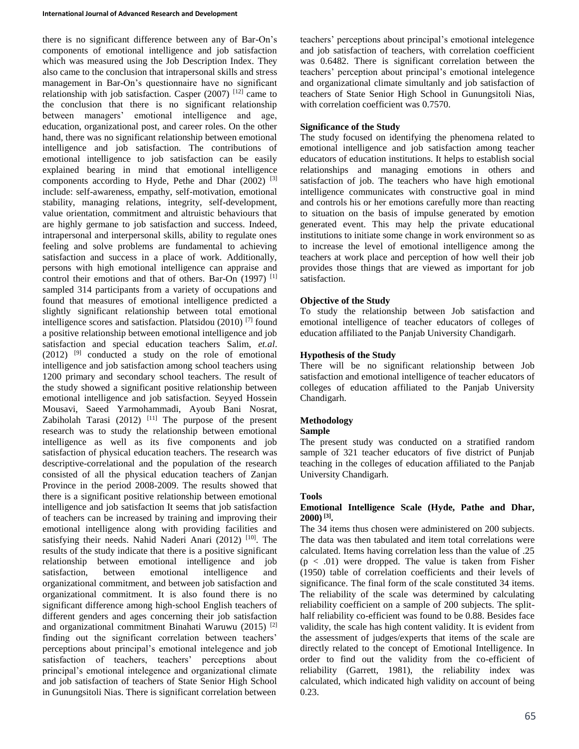there is no significant difference between any of Bar-On's components of emotional intelligence and job satisfaction which was measured using the Job Description Index. They also came to the conclusion that intrapersonal skills and stress management in Bar-On's questionnaire have no significant relationship with job satisfaction. Casper (2007) [12] came to the conclusion that there is no significant relationship between managers' emotional intelligence and age, education, organizational post, and career roles. On the other hand, there was no significant relationship between emotional intelligence and job satisfaction. The contributions of emotional intelligence to job satisfaction can be easily explained bearing in mind that emotional intelligence components according to Hyde, Pethe and Dhar (2002) [3] include: self-awareness, empathy, self-motivation, emotional stability, managing relations, integrity, self-development, value orientation, commitment and altruistic behaviours that are highly germane to job satisfaction and success. Indeed, intrapersonal and interpersonal skills, ability to regulate ones feeling and solve problems are fundamental to achieving satisfaction and success in a place of work. Additionally, persons with high emotional intelligence can appraise and control their emotions and that of others. Bar-On (1997) [1] sampled 314 participants from a variety of occupations and found that measures of emotional intelligence predicted a slightly significant relationship between total emotional intelligence scores and satisfaction. Platsidou (2010) [7] found a positive relationship between emotional intelligence and job satisfaction and special education teachers Salim, *et.al*. (2012) [9] conducted a study on the role of emotional intelligence and job satisfaction among school teachers using 1200 primary and secondary school teachers. The result of the study showed a significant positive relationship between emotional intelligence and job satisfaction. Seyyed Hossein Mousavi, Saeed Yarmohammadi, Ayoub Bani Nosrat, Zabiholah Tarasi (2012) [11] The purpose of the present research was to study the relationship between emotional intelligence as well as its five components and job satisfaction of physical education teachers. The research was descriptive-correlational and the population of the research consisted of all the physical education teachers of Zanjan Province in the period 2008-2009. The results showed that there is a significant positive relationship between emotional intelligence and job satisfaction It seems that job satisfaction of teachers can be increased by training and improving their emotional intelligence along with providing facilities and satisfying their needs. Nahid Naderi Anari (2012) [10]. The results of the study indicate that there is a positive significant relationship between emotional intelligence and job satisfaction, between emotional intelligence and organizational commitment, and between job satisfaction and organizational commitment. It is also found there is no significant difference among high-school English teachers of different genders and ages concerning their job satisfaction and organizational commitment Binahati Waruwu (2015) [2] finding out the significant correlation between teachers' perceptions about principal's emotional intelegence and job satisfaction of teachers, teachers' perceptions about principal's emotional intelegence and organizational climate and job satisfaction of teachers of State Senior High School in Gunungsitoli Nias. There is significant correlation between teachers' perceptions about principal's emotional intelegence and job satisfaction of teachers, with correlation coefficient was 0.6482. There is significant correlation between the teachers' perception about principal's emotional intelegence and organizational climate simultanly and job satisfaction of teachers of State Senior High School in Gunungsitoli Nias, with correlation coefficient was 0.7570.

### Significance of the Study

The study focused on identifying the phenomena related to emotional intelligence and job satisfaction among teacher educators of education institutions. It helps to establish social relationships and managing emotions in others and satisfaction of job. The teachers who have high emotional intelligence communicates with constructive goal in mind and controls his or her emotions carefully more than reacting to situation on the basis of impulse generated by emotion generated event. This may help the private educational institutions to initiate some change in work environment so as to increase the level of emotional intelligence among the teachers at work place and perception of how well their job provides those things that are viewed as important for job satisfaction.

### Objective of the Study

To study the relationship between Job satisfaction and emotional intelligence of teacher educators of colleges of education affiliated to the Panjab University Chandigarh.

### Hypothesis of the Study

There will be no significant relationship between Job satisfaction and emotional intelligence of teacher educators of colleges of education affiliated to the Panjab University Chandigarh.

### Methodology

#### Sample

The present study was conducted on a stratified random sample of 321 teacher educators of five district of Punjab teaching in the colleges of education affiliated to the Panjab University Chandigarh.

#### Tools

**Emotional Intelligence Scale (Hyde, Pathe and Dhar, 2000) [3].**

The 34 items thus chosen were administered on 200 subjects. The data was then tabulated and item total correlations were calculated. Items having correlation less than the value of .25 ($p < .01$) were dropped. The value is taken from Fisher (1950) table of correlation coefficients and their levels of significance. The final form of the scale constituted 34 items. The reliability of the scale was determined by calculating reliability coefficient on a sample of 200 subjects. The split-half reliability co-efficient was found to be 0.88. Besides face validity, the scale has high content validity. It is evident from the assessment of judges/experts that items of the scale are directly related to the concept of Emotional Intelligence. In order to find out the validity from the co-efficient of reliability (Garrett, 1981), the reliability index was calculated, which indicated high validity on account of being 0.23.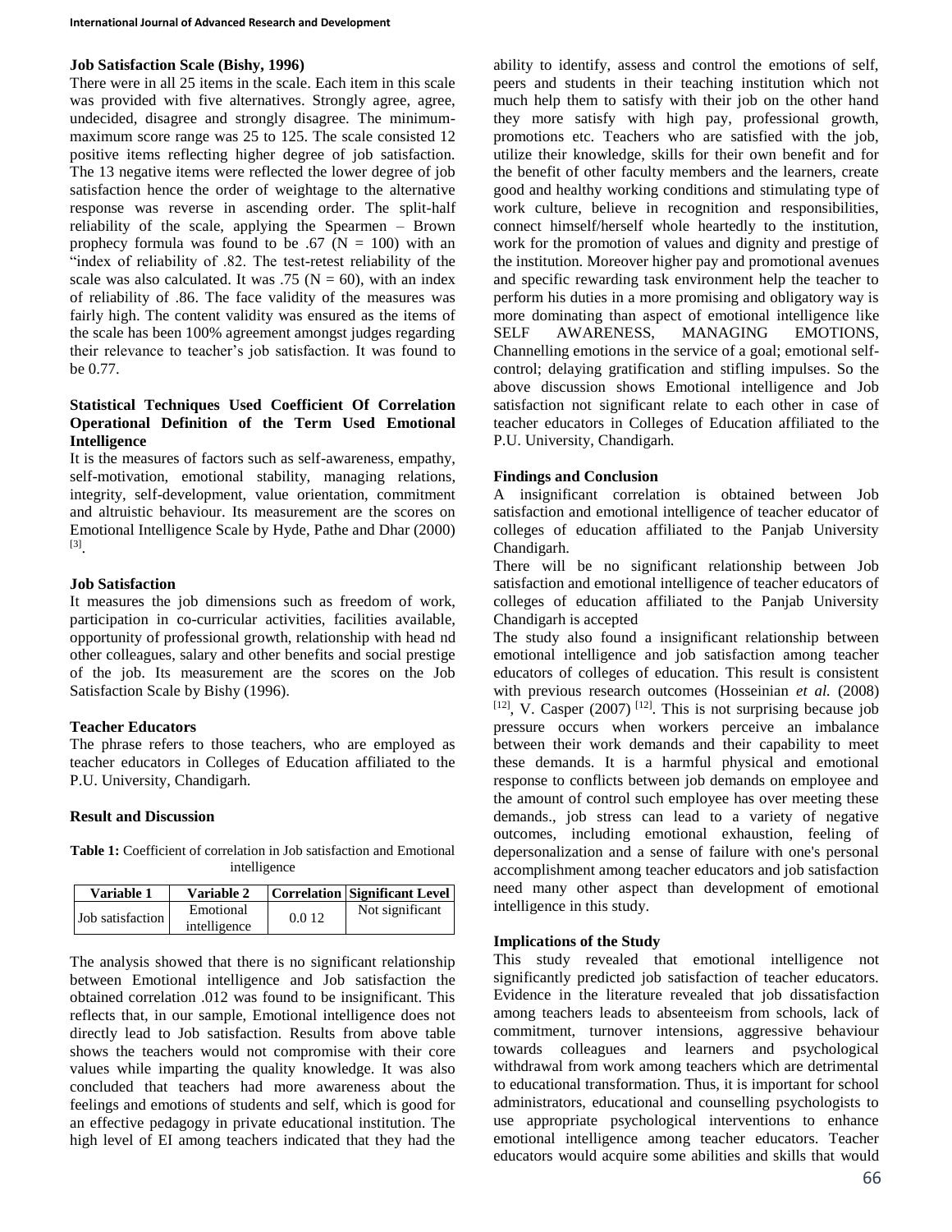**Job Satisfaction Scale (Bishy, 1996)**

There were in all 25 items in the scale. Each item in this scale was provided with five alternatives. Strongly agree, agree, undecided, disagree and strongly disagree. The minimum-maximum score range was 25 to 125. The scale consisted 12 positive items reflecting higher degree of job satisfaction. The 13 negative items were reflected the lower degree of job satisfaction hence the order of weightage to the alternative response was reverse in ascending order. The split-half reliability of the scale, applying the Spearmen – Brown prophecy formula was found to be .67 (N = 100) with an "index of reliability of .82. The test-retest reliability of the scale was also calculated. It was .75 (N = 60), with an index of reliability of .86. The face validity of the measures was fairly high. The content validity was ensured as the items of the scale has been 100% agreement amongst judges regarding their relevance to teacher's job satisfaction. It was found to be 0.77.

**Statistical Techniques Used Coefficient Of Correlation Operational Definition of the Term Used Emotional Intelligence**

It is the measures of factors such as self-awareness, empathy, self-motivation, emotional stability, managing relations, integrity, self-development, value orientation, commitment and altruistic behaviour. Its measurement are the scores on Emotional Intelligence Scale by Hyde, Pathe and Dhar (2000) [3].

**Job Satisfaction**

It measures the job dimensions such as freedom of work, participation in co-curricular activities, facilities available, opportunity of professional growth, relationship with head nd other colleagues, salary and other benefits and social prestige of the job. Its measurement are the scores on the Job Satisfaction Scale by Bishy (1996).

**Teacher Educators**

The phrase refers to those teachers, who are employed as teacher educators in Colleges of Education affiliated to the P.U. University, Chandigarh.

**Result and Discussion**

**Table 1:** Coefficient of correlation in Job satisfaction and Emotional intelligence

| Variable 1 | Variable 2 | Correlation | Significant Level |
|---|---|---|---|
| Job satisfaction | Emotional intelligence | 0.0 12 | Not significant |

The analysis showed that there is no significant relationship between Emotional intelligence and Job satisfaction the obtained correlation .012 was found to be insignificant. This reflects that, in our sample, Emotional intelligence does not directly lead to Job satisfaction. Results from above table shows the teachers would not compromise with their core values while imparting the quality knowledge. It was also concluded that teachers had more awareness about the feelings and emotions of students and self, which is good for an effective pedagogy in private educational institution. The high level of EI among teachers indicated that they had the ability to identify, assess and control the emotions of self, peers and students in their teaching institution which not much help them to satisfy with their job on the other hand they more satisfy with high pay, professional growth, promotions etc. Teachers who are satisfied with the job, utilize their knowledge, skills for their own benefit and for the benefit of other faculty members and the learners, create good and healthy working conditions and stimulating type of work culture, believe in recognition and responsibilities, connect himself/herself whole heartedly to the institution, work for the promotion of values and dignity and prestige of the institution. Moreover higher pay and promotional avenues and specific rewarding task environment help the teacher to perform his duties in a more promising and obligatory way is more dominating than aspect of emotional intelligence like SELF AWARENESS, MANAGING EMOTIONS, Channelling emotions in the service of a goal; emotional self-control; delaying gratification and stifling impulses. So the above discussion shows Emotional intelligence and Job satisfaction not significant relate to each other in case of teacher educators in Colleges of Education affiliated to the P.U. University, Chandigarh.

**Findings and Conclusion**

A insignificant correlation is obtained between Job satisfaction and emotional intelligence of teacher educator of colleges of education affiliated to the Panjab University Chandigarh.

There will be no significant relationship between Job satisfaction and emotional intelligence of teacher educators of colleges of education affiliated to the Panjab University Chandigarh is accepted

The study also found a insignificant relationship between emotional intelligence and job satisfaction among teacher educators of colleges of education. This result is consistent with previous research outcomes (Hosseinian *et al.* (2008) [12], V. Casper (2007) [12]. This is not surprising because job pressure occurs when workers perceive an imbalance between their work demands and their capability to meet these demands. It is a harmful physical and emotional response to conflicts between job demands on employee and the amount of control such employee has over meeting these demands., job stress can lead to a variety of negative outcomes, including emotional exhaustion, feeling of depersonalization and a sense of failure with one's personal accomplishment among teacher educators and job satisfaction need many other aspect than development of emotional intelligence in this study.

**Implications of the Study**

This study revealed that emotional intelligence not significantly predicted job satisfaction of teacher educators. Evidence in the literature revealed that job dissatisfaction among teachers leads to absenteeism from schools, lack of commitment, turnover intensions, aggressive behaviour towards colleagues and learners and psychological withdrawal from work among teachers which are detrimental to educational transformation. Thus, it is important for school administrators, educational and counselling psychologists to use appropriate psychological interventions to enhance emotional intelligence among teacher educators. Teacher educators would acquire some abilities and skills that would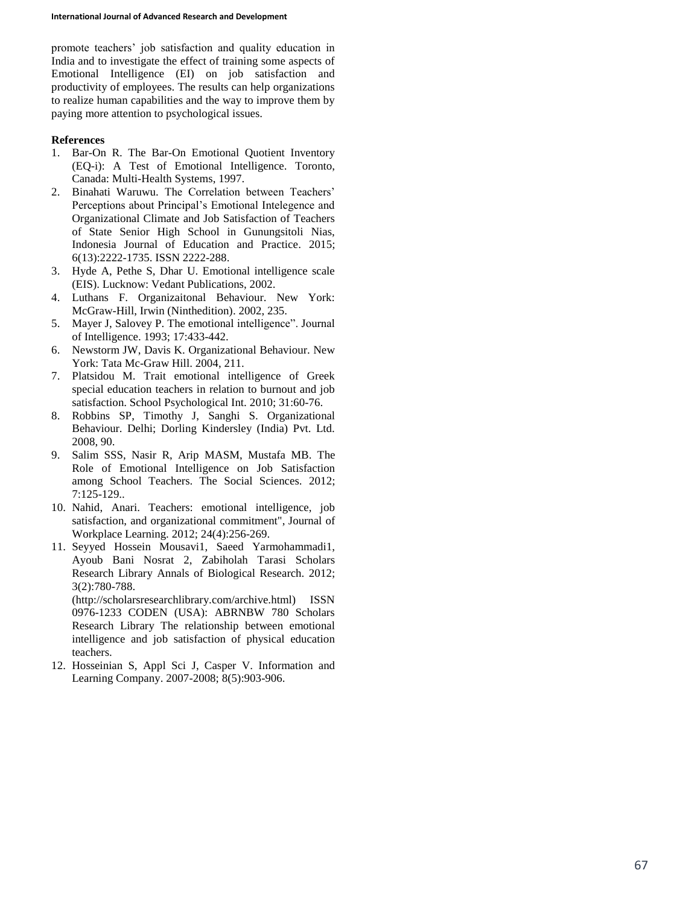promote teachers' job satisfaction and quality education in India and to investigate the effect of training some aspects of Emotional Intelligence (EI) on job satisfaction and productivity of employees. The results can help organizations to realize human capabilities and the way to improve them by paying more attention to psychological issues.

## References

1. Bar-On R. The Bar-On Emotional Quotient Inventory (EQ-i): A Test of Emotional Intelligence. Toronto, Canada: Multi-Health Systems, 1997.
2. Binahati Waruwu. The Correlation between Teachers' Perceptions about Principal's Emotional Intelegence and Organizational Climate and Job Satisfaction of Teachers of State Senior High School in Gunungsitoli Nias, Indonesia Journal of Education and Practice. 2015; 6(13):2222-1735. ISSN 2222-288.
3. Hyde A, Pethe S, Dhar U. Emotional intelligence scale (EIS). Lucknow: Vedant Publications, 2002.
4. Luthans F. Organizaitonal Behaviour. New York: McGraw-Hill, Irwin (Ninthedition). 2002, 235.
5. Mayer J, Salovey P. The emotional intelligence". Journal of Intelligence. 1993; 17:433-442.
6. Newstorm JW, Davis K. Organizational Behaviour. New York: Tata Mc-Graw Hill. 2004, 211.
7. Platsidou M. Trait emotional intelligence of Greek special education teachers in relation to burnout and job satisfaction. School Psychological Int. 2010; 31:60-76.
8. Robbins SP, Timothy J, Sanghi S. Organizational Behaviour. Delhi; Dorling Kindersley (India) Pvt. Ltd. 2008, 90.
9. Salim SSS, Nasir R, Arip MASM, Mustafa MB. The Role of Emotional Intelligence on Job Satisfaction among School Teachers. The Social Sciences. 2012; 7:125-129..
10. Nahid, Anari. Teachers: emotional intelligence, job satisfaction, and organizational commitment", Journal of Workplace Learning. 2012; 24(4):256-269.
11. Seyyed Hossein Mousavi1, Saeed Yarmohammadi1, Ayoub Bani Nosrat 2, Zabiholah Tarasi Scholars Research Library Annals of Biological Research. 2012; 3(2):780-788. (http://scholarsresearchlibrary.com/archive.html) ISSN 0976-1233 CODEN (USA): ABRNBW 780 Scholars Research Library The relationship between emotional intelligence and job satisfaction of physical education teachers.
12. Hosseinian S, Appl Sci J, Casper V. Information and Learning Company. 2007-2008; 8(5):903-906.